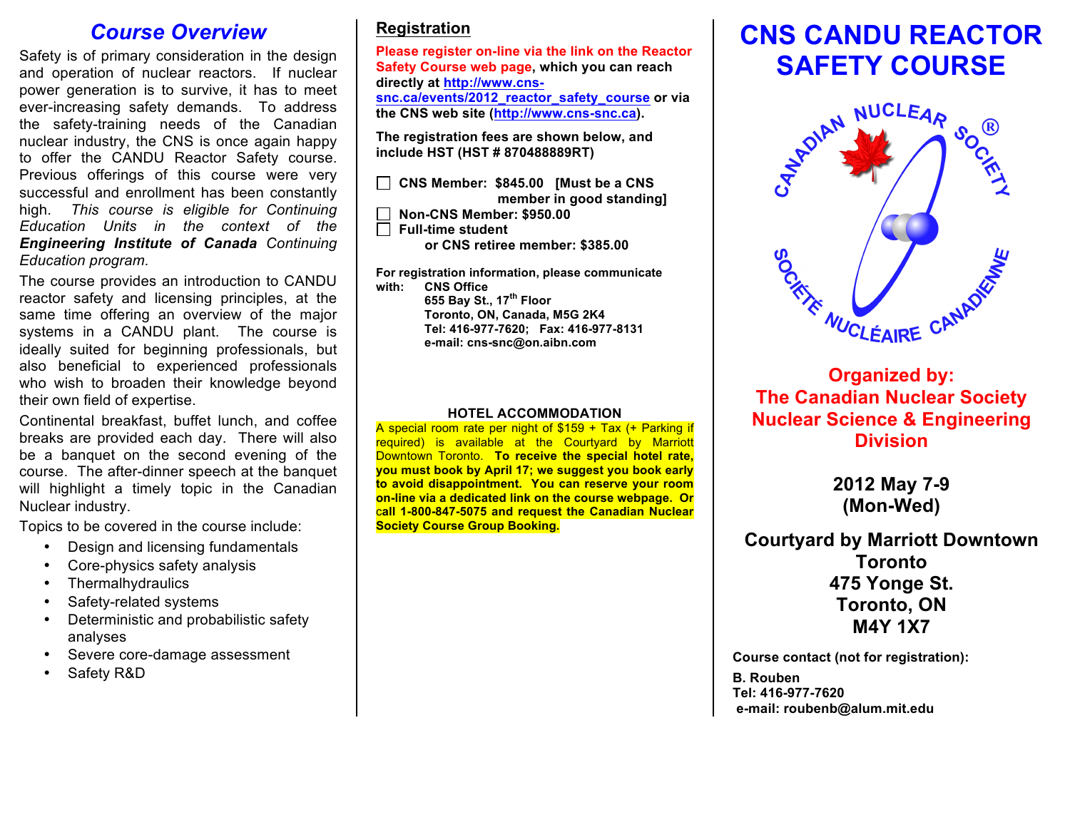## Course Overview

Safety is of primary consideration in the design and operation of nuclear reactors. If nuclear power generation is to survive, it has to meet ever-increasing safety demands. To address the safety-training needs of the Canadian nuclear industry, the CNS is once again happy to offer the CANDU Reactor Safety course. Previous offerings of this course were very successful and enrollment has been constantly high. *This course is eligible for Continuing Education Units in the context of the* ***Engineering Institute of Canada*** *Continuing Education program.*

The course provides an introduction to CANDU reactor safety and licensing principles, at the same time offering an overview of the major systems in a CANDU plant. The course is ideally suited for beginning professionals, but also beneficial to experienced professionals who wish to broaden their knowledge beyond their own field of expertise.

Continental breakfast, buffet lunch, and coffee breaks are provided each day. There will also be a banquet on the second evening of the course. The after-dinner speech at the banquet will highlight a timely topic in the Canadian Nuclear industry.

Topics to be covered in the course include:

- Design and licensing fundamentals
- Core-physics safety analysis
- Thermalhydraulics
- Safety-related systems
- Deterministic and probabilistic safety analyses
- Severe core-damage assessment
- Safety R&D

## Registration

**Please register on-line via the link on the Reactor Safety Course web page, which you can reach directly at http://www.cns-snc.ca/events/2012_reactor_safety_course or via the CNS web site (http://www.cns-snc.ca).**

**The registration fees are shown below, and include HST (HST # 870488889RT)**

- ☐ **CNS Member: $845.00 [Must be a CNS member in good standing]**
- ☐ **Non-CNS Member: $950.00**
- ☐ **Full-time student or CNS retiree member: $385.00**

**For registration information, please communicate with:**

**CNS Office**
**655 Bay St., 17th Floor**
**Toronto, ON, Canada, M5G 2K4**
**Tel: 416-977-7620; Fax: 416-977-8131**
**e-mail: cns-snc@on.aibn.com**

### HOTEL ACCOMMODATION

A special room rate per night of $159 + Tax (+ Parking if required) is available at the Courtyard by Marriott Downtown Toronto. **To receive the special hotel rate, you must book by April 17; we suggest you book early to avoid disappointment. You can reserve your room on-line via a dedicated link on the course webpage. Or call 1-800-847-5075 and request the Canadian Nuclear Society Course Group Booking.**

# CNS CANDU REACTOR SAFETY COURSE

CANADIAN NUCLEAR SOCIETY® / SOCIÉTÉ NUCLÉAIRE CANADIENNE

**Organized by:**
**The Canadian Nuclear Society**
**Nuclear Science & Engineering Division**

**2012 May 7-9**
**(Mon-Wed)**

**Courtyard by Marriott Downtown Toronto**
**475 Yonge St.**
**Toronto, ON**
**M4Y 1X7**

**Course contact (not for registration):**

**B. Rouben**
**Tel: 416-977-7620**
**e-mail: roubenb@alum.mit.edu**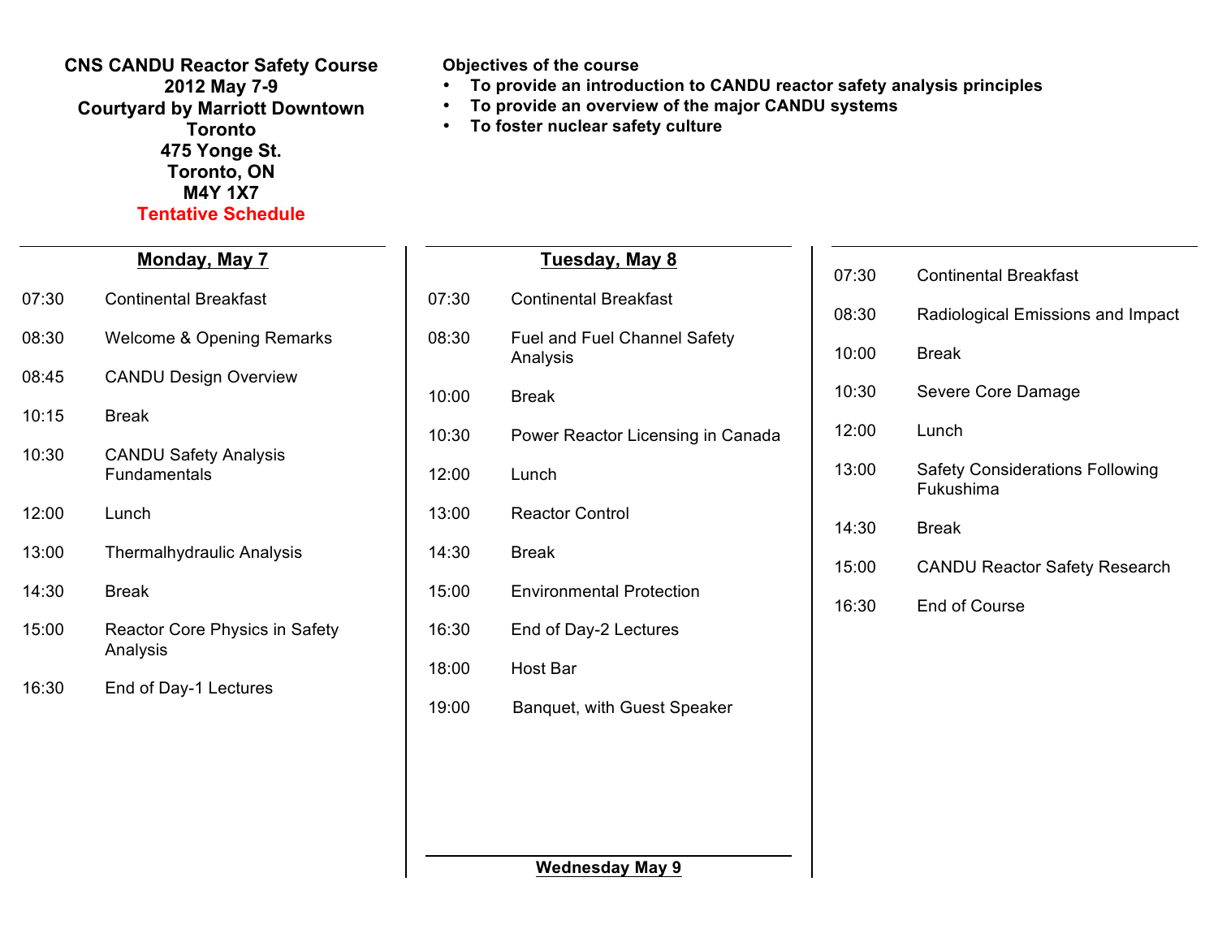**CNS CANDU Reactor Safety Course**
**2012 May 7-9**
**Courtyard by Marriott Downtown Toronto**
**475 Yonge St.**
**Toronto, ON**
**M4Y 1X7**
**Tentative Schedule**

**Objectives of the course**

- **To provide an introduction to CANDU reactor safety analysis principles**
- **To provide an overview of the major CANDU systems**
- **To foster nuclear safety culture**

## Monday, May 7

| | |
|---|---|
| 07:30 | Continental Breakfast |
| 08:30 | Welcome & Opening Remarks |
| 08:45 | CANDU Design Overview |
| 10:15 | Break |
| 10:30 | CANDU Safety Analysis Fundamentals |
| 12:00 | Lunch |
| 13:00 | Thermalhydraulic Analysis |
| 14:30 | Break |
| 15:00 | Reactor Core Physics in Safety Analysis |
| 16:30 | End of Day-1 Lectures |

## Tuesday, May 8

| | |
|---|---|
| 07:30 | Continental Breakfast |
| 08:30 | Fuel and Fuel Channel Safety Analysis |
| 10:00 | Break |
| 10:30 | Power Reactor Licensing in Canada |
| 12:00 | Lunch |
| 13:00 | Reactor Control |
| 14:30 | Break |
| 15:00 | Environmental Protection |
| 16:30 | End of Day-2 Lectures |
| 18:00 | Host Bar |
| 19:00 | Banquet, with Guest Speaker |

## Wednesday May 9

| | |
|---|---|
| 07:30 | Continental Breakfast |
| 08:30 | Radiological Emissions and Impact |
| 10:00 | Break |
| 10:30 | Severe Core Damage |
| 12:00 | Lunch |
| 13:00 | Safety Considerations Following Fukushima |
| 14:30 | Break |
| 15:00 | CANDU Reactor Safety Research |
| 16:30 | End of Course |